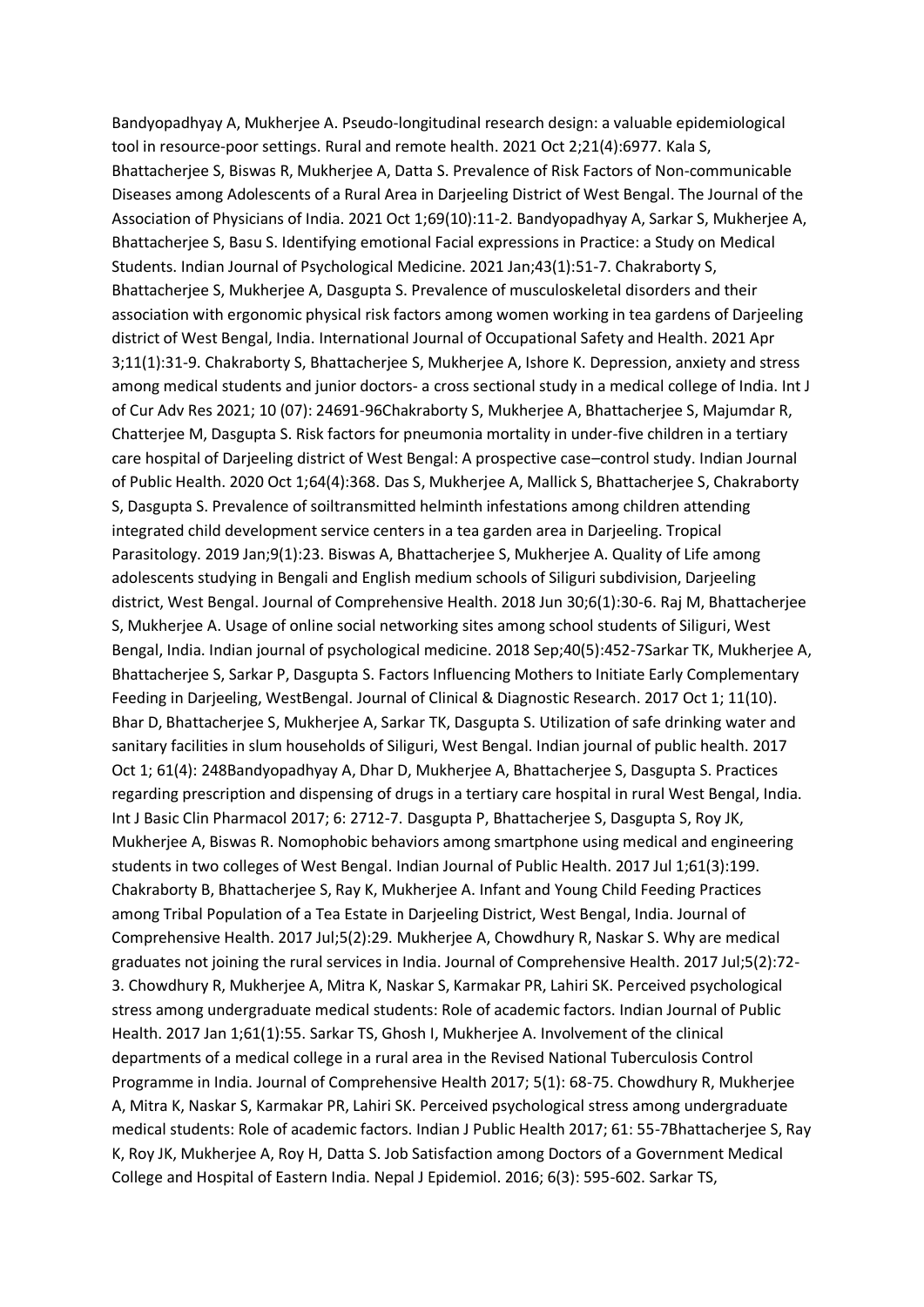Bandyopadhyay A, Mukherjee A. Pseudo-longitudinal research design: a valuable epidemiological tool in resource-poor settings. Rural and remote health. 2021 Oct 2;21(4):6977. Kala S, Bhattacherjee S, Biswas R, Mukherjee A, Datta S. Prevalence of Risk Factors of Non-communicable Diseases among Adolescents of a Rural Area in Darjeeling District of West Bengal. The Journal of the Association of Physicians of India. 2021 Oct 1;69(10):11-2. Bandyopadhyay A, Sarkar S, Mukherjee A, Bhattacherjee S, Basu S. Identifying emotional Facial expressions in Practice: a Study on Medical Students. Indian Journal of Psychological Medicine. 2021 Jan;43(1):51-7. Chakraborty S, Bhattacherjee S, Mukherjee A, Dasgupta S. Prevalence of musculoskeletal disorders and their association with ergonomic physical risk factors among women working in tea gardens of Darjeeling district of West Bengal, India. International Journal of Occupational Safety and Health. 2021 Apr 3;11(1):31-9. Chakraborty S, Bhattacherjee S, Mukherjee A, Ishore K. Depression, anxiety and stress among medical students and junior doctors- a cross sectional study in a medical college of India. Int J of Cur Adv Res 2021; 10 (07): 24691-96Chakraborty S, Mukherjee A, Bhattacherjee S, Majumdar R, Chatterjee M, Dasgupta S. Risk factors for pneumonia mortality in under-five children in a tertiary care hospital of Darjeeling district of West Bengal: A prospective case–control study. Indian Journal of Public Health. 2020 Oct 1;64(4):368. Das S, Mukherjee A, Mallick S, Bhattacherjee S, Chakraborty S, Dasgupta S. Prevalence of soiltransmitted helminth infestations among children attending integrated child development service centers in a tea garden area in Darjeeling. Tropical Parasitology. 2019 Jan;9(1):23. Biswas A, Bhattacherjee S, Mukherjee A. Quality of Life among adolescents studying in Bengali and English medium schools of Siliguri subdivision, Darjeeling district, West Bengal. Journal of Comprehensive Health. 2018 Jun 30;6(1):30-6. Raj M, Bhattacherjee S, Mukherjee A. Usage of online social networking sites among school students of Siliguri, West Bengal, India. Indian journal of psychological medicine. 2018 Sep;40(5):452-7Sarkar TK, Mukherjee A, Bhattacherjee S, Sarkar P, Dasgupta S. Factors Influencing Mothers to Initiate Early Complementary Feeding in Darjeeling, WestBengal. Journal of Clinical & Diagnostic Research. 2017 Oct 1; 11(10). Bhar D, Bhattacherjee S, Mukherjee A, Sarkar TK, Dasgupta S. Utilization of safe drinking water and sanitary facilities in slum households of Siliguri, West Bengal. Indian journal of public health. 2017 Oct 1; 61(4): 248Bandyopadhyay A, Dhar D, Mukherjee A, Bhattacherjee S, Dasgupta S. Practices regarding prescription and dispensing of drugs in a tertiary care hospital in rural West Bengal, India. Int J Basic Clin Pharmacol 2017; 6: 2712-7. Dasgupta P, Bhattacherjee S, Dasgupta S, Roy JK, Mukherjee A, Biswas R. Nomophobic behaviors among smartphone using medical and engineering students in two colleges of West Bengal. Indian Journal of Public Health. 2017 Jul 1;61(3):199. Chakraborty B, Bhattacherjee S, Ray K, Mukherjee A. Infant and Young Child Feeding Practices among Tribal Population of a Tea Estate in Darjeeling District, West Bengal, India. Journal of Comprehensive Health. 2017 Jul;5(2):29. Mukherjee A, Chowdhury R, Naskar S. Why are medical graduates not joining the rural services in India. Journal of Comprehensive Health. 2017 Jul;5(2):72-3. Chowdhury R, Mukherjee A, Mitra K, Naskar S, Karmakar PR, Lahiri SK. Perceived psychological stress among undergraduate medical students: Role of academic factors. Indian Journal of Public Health. 2017 Jan 1;61(1):55. Sarkar TS, Ghosh I, Mukherjee A. Involvement of the clinical departments of a medical college in a rural area in the Revised National Tuberculosis Control Programme in India. Journal of Comprehensive Health 2017; 5(1): 68-75. Chowdhury R, Mukherjee A, Mitra K, Naskar S, Karmakar PR, Lahiri SK. Perceived psychological stress among undergraduate medical students: Role of academic factors. Indian J Public Health 2017; 61: 55-7Bhattacherjee S, Ray K, Roy JK, Mukherjee A, Roy H, Datta S. Job Satisfaction among Doctors of a Government Medical College and Hospital of Eastern India. Nepal J Epidemiol. 2016; 6(3): 595-602. Sarkar TS,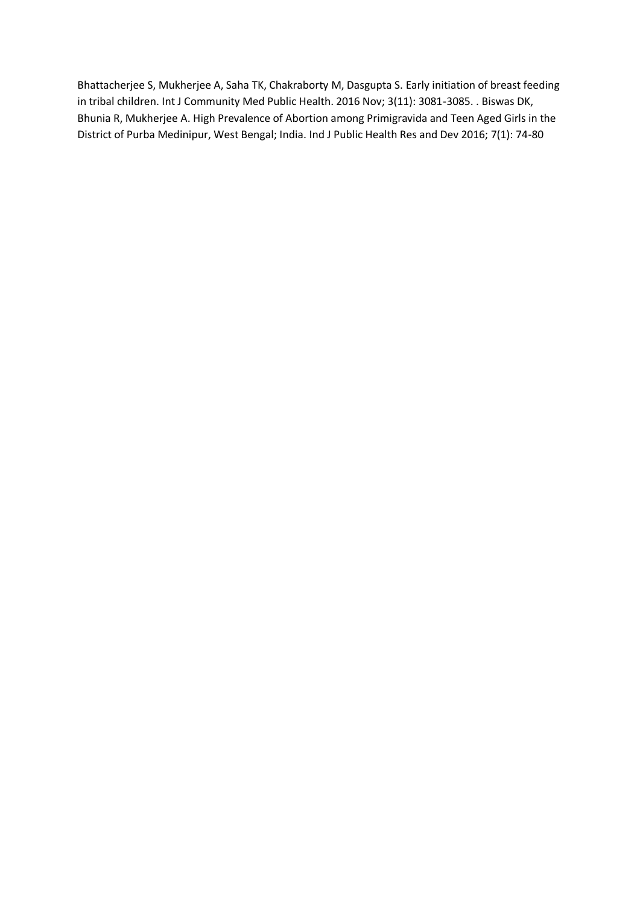Bhattacherjee S, Mukherjee A, Saha TK, Chakraborty M, Dasgupta S. Early initiation of breast feeding in tribal children. Int J Community Med Public Health. 2016 Nov; 3(11): 3081-3085. . Biswas DK, Bhunia R, Mukherjee A. High Prevalence of Abortion among Primigravida and Teen Aged Girls in the District of Purba Medinipur, West Bengal; India. Ind J Public Health Res and Dev 2016; 7(1): 74-80